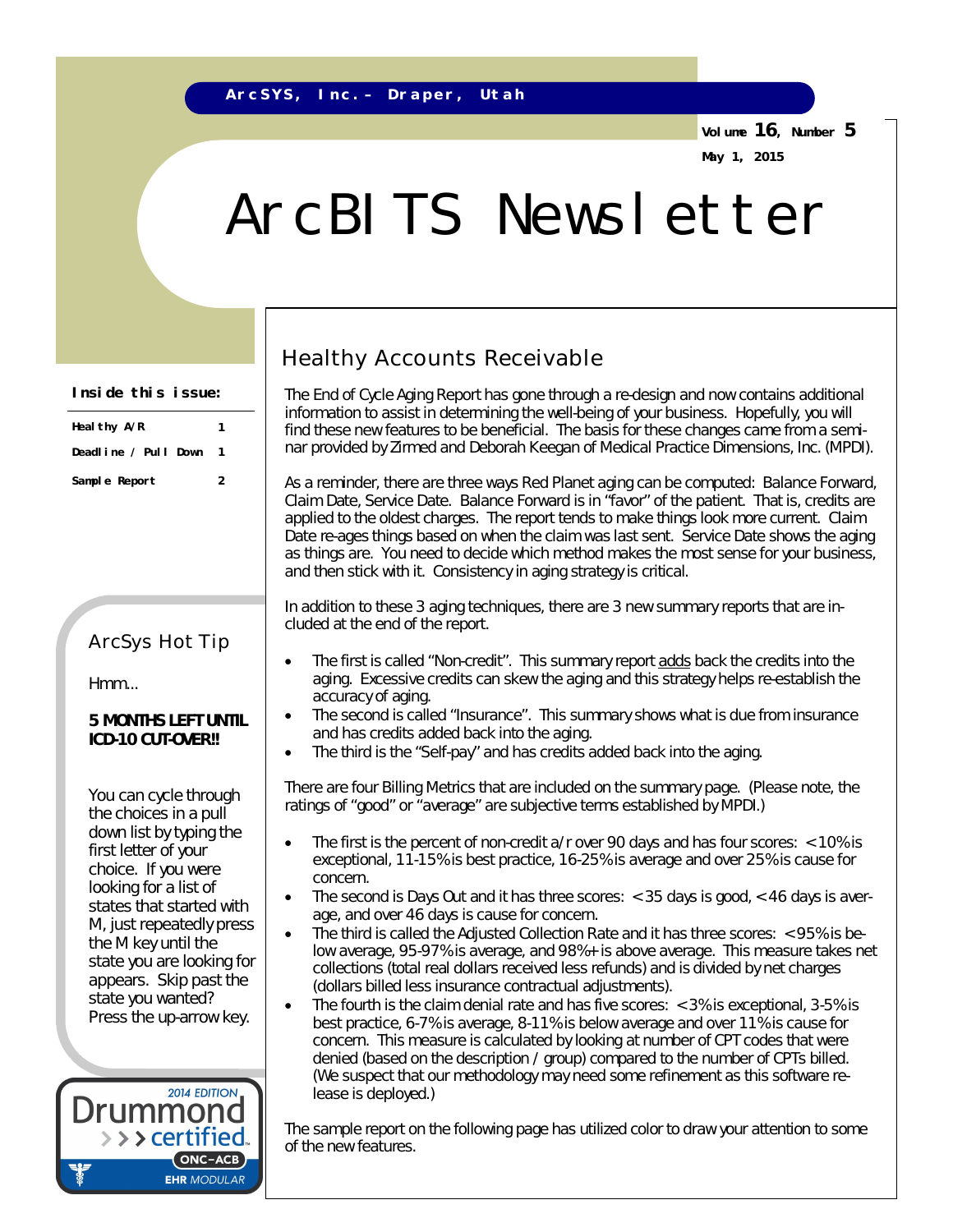ArcSYS, Inc. – Draper, Utah

Volume 16, Number 5

May 1, 2015

# ArcBITS Newsletter

**Inside this issue:**

| | |
|---|---|
| Healthy A/R | 1 |
| Deadline / Pull Down | 1 |
| Sample Report | 2 |

## Healthy Accounts Receivable

The End of Cycle Aging Report has gone through a re-design and now contains additional information to assist in determining the well-being of your business. Hopefully, you will find these new features to be beneficial. The basis for these changes came from a seminar provided by Zirmed and Deborah Keegan of Medical Practice Dimensions, Inc. (MPDI).

As a reminder, there are three ways Red Planet aging can be computed: Balance Forward, Claim Date, Service Date. Balance Forward is in "favor" of the patient. That is, credits are applied to the oldest charges. The report tends to make things look more current. Claim Date re-ages things based on when the claim was last sent. Service Date shows the aging as things are. You need to decide which method makes the most sense for your business, and then stick with it. Consistency in aging strategy is critical.

In addition to these 3 aging techniques, there are 3 new summary reports that are included at the end of the report.

- The first is called "Non-credit". This summary report adds back the credits into the aging. Excessive credits can skew the aging and this strategy helps re-establish the accuracy of aging.
- The second is called "Insurance". This summary shows what is due from insurance and has credits added back into the aging.
- The third is the "Self-pay" and has credits added back into the aging.

There are four Billing Metrics that are included on the summary page. (Please note, the ratings of "good" or "average" are subjective terms established by MPDI.)

- The first is the percent of non-credit a/r over 90 days and has four scores: < 10% is exceptional, 11-15% is best practice, 16-25% is average and over 25% is cause for concern.
- The second is Days Out and it has three scores: < 35 days is good, < 46 days is average, and over 46 days is cause for concern.
- The third is called the Adjusted Collection Rate and it has three scores: < 95% is below average, 95-97% is average, and 98%+ is above average. This measure takes net collections (total real dollars received less refunds) and is divided by net charges (dollars billed less insurance contractual adjustments).
- The fourth is the claim denial rate and has five scores: < 3% is exceptional, 3-5% is best practice, 6-7% is average, 8-11% is below average and over 11% is cause for concern. This measure is calculated by looking at number of CPT codes that were denied (based on the description / group) compared to the number of CPTs billed. (We suspect that our methodology may need some refinement as this software release is deployed.)

The sample report on the following page has utilized color to draw your attention to some of the new features.

### ArcSys Hot Tip

Hmm...

**5 MONTHS LEFT UNTIL ICD-10 CUT-OVER!!**

You can cycle through the choices in a pull down list by typing the first letter of your choice. If you were looking for a list of states that started with M, just repeatedly press the M key until the state you are looking for appears. Skip past the state you wanted? Press the up-arrow key.

2014 EDITION Drummond certified ONC-ACB EHR MODULAR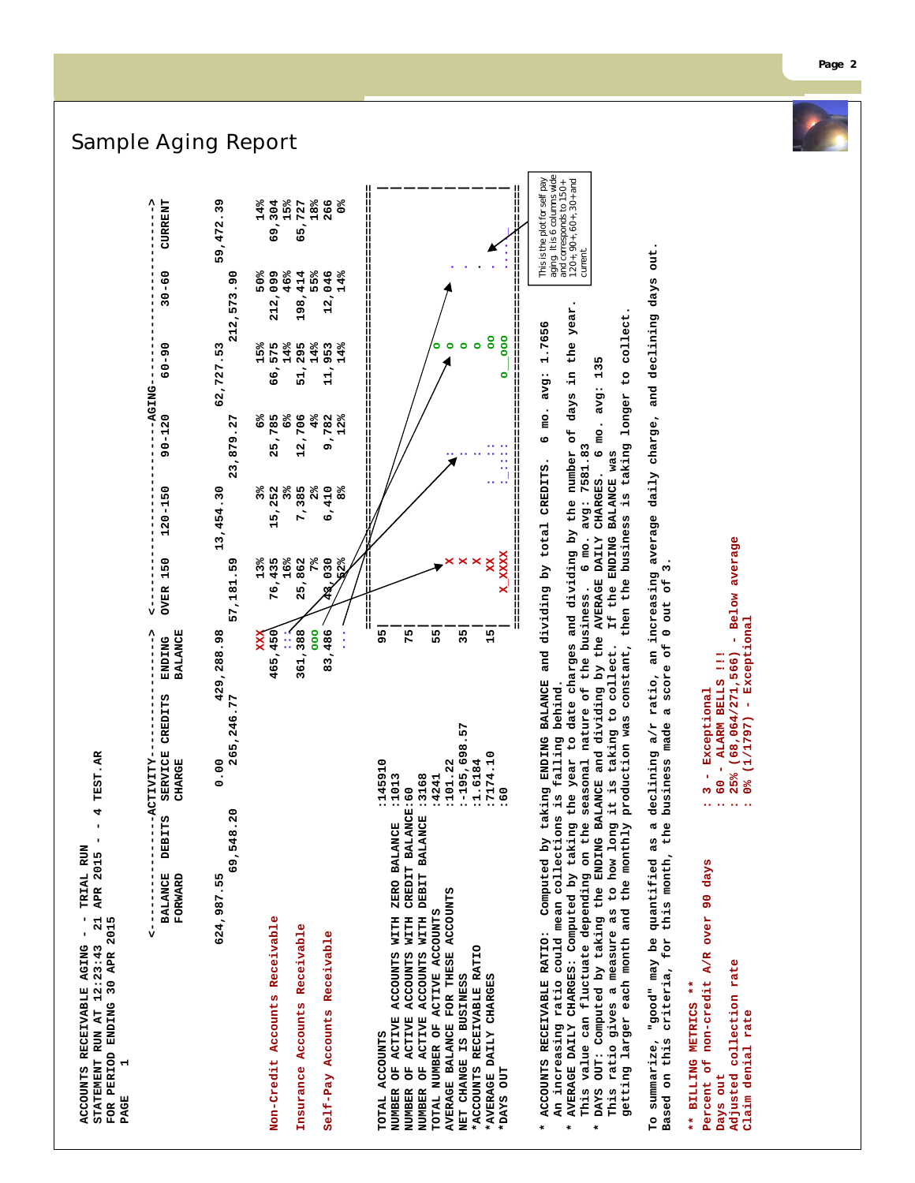# Sample Aging Report

```
ACCOUNTS RECEIVABLE AGING - - TRIAL RUN
STATEMENT RUN AT 12:23:43  21 APR 2015 - - 4 TEST.AR
FOR PERIOD ENDING 30 APR 2015
PAGE   1
```

| | ACTIVITY | | | | | AGING | | | | |
|---|---|---|---|---|---|---|---|---|---|---|
| | BALANCE FORWARD | DEBITS | SERVICE CHARGE | CREDITS | ENDING BALANCE | OVER 150 | 120-150 | 90-120 | 60-90 | 30-60 | CURRENT |
| | 624,987.55 | 69,548.20 | 0.00 | 265,246.77 | 429,288.98 | 57,181.59 | 13,454.30 | 23,879.27 | 62,727.53 | 212,573.90 | 59,472.39 |
| Non-Credit Accounts Receivable | | | | | 465,450 | 13% 76,435 16% | 3% 15,252 3% | 6% 25,785 6% | 15% 66,575 14% | 50% 212,099 46% | 14% 69,304 15% |
| Insurance Accounts Receivable | | | | | 361,388 | 25,862 7% | 7,385 2% | 12,706 4% | 51,295 14% | 198,414 55% | 65,727 18% |
| Self-Pay Accounts Receivable | | | | | 83,486 | 43,030 52% | 6,410 8% | 9,782 12% | 11,953 14% | 12,046 14% | 266 0% |

```
TOTAL ACCOUNTS                              :145910
NUMBER OF ACTIVE ACCOUNTS WITH ZERO BALANCE  :1013
NUMBER OF ACTIVE ACCOUNTS WITH CREDIT BALANCE:60
NUMBER OF ACTIVE ACCOUNTS WITH DEBIT BALANCE :3168
TOTAL NUMBER OF ACTIVE ACCOUNTS              :4241
AVERAGE BALANCE FOR THESE ACCOUNTS           :101.22
NET CHANGE IS BUSINESS                       :-195,698.57
*ACCOUNTS RECEIVABLE RATIO                   :1.6184
*AVERAGE DAILY CHARGES                       :7174.10
*DAYS OUT                                    :60
```

95
75
55
35
15

This is the plot for self pay aging. It is 6 columns wide and corresponds to 150+ 120+, 90+, 60+, 30+ and current.

* ACCOUNTS RECEIVABLE RATIO: Computed by taking ENDING BALANCE and dividing by total CREDITS. 6 mo. avg: 1.7656
  An increasing ratio could mean collections is falling behind.
* AVERAGE DAILY CHARGES: Computed by taking the year to date charges and dividing by the number of days in the year.
  This value can fluctuate depending on the seasonal nature of the business. 6 mo. avg: 7581.83
* DAYS OUT: Computed by taking the ENDING BALANCE and dividing by the AVERAGE DAILY CHARGES. 6 mo. avg: 135
  This ratio gives a measure as to how long it is taking to collect. If the ENDING BALANCE was
  getting larger each month and the monthly production was constant, then the business is taking longer to collect.

To summarize, "good" may be quantified as a declining a/r ratio, an increasing average daily charge, and declining days out.
Based on this criteria, for this month, the business made a score of 0 out of 3.

```
** BILLING METRICS **
Percent of non-credit A/R over 90 days  : 3 - Exceptional
Days out                                : 60 - ALARM BELLS !!!
Adjusted collection rate                : 25% (68,064/271,566) - Below average
Claim denial rate                       : 0% (1/1797) - Exceptional
```